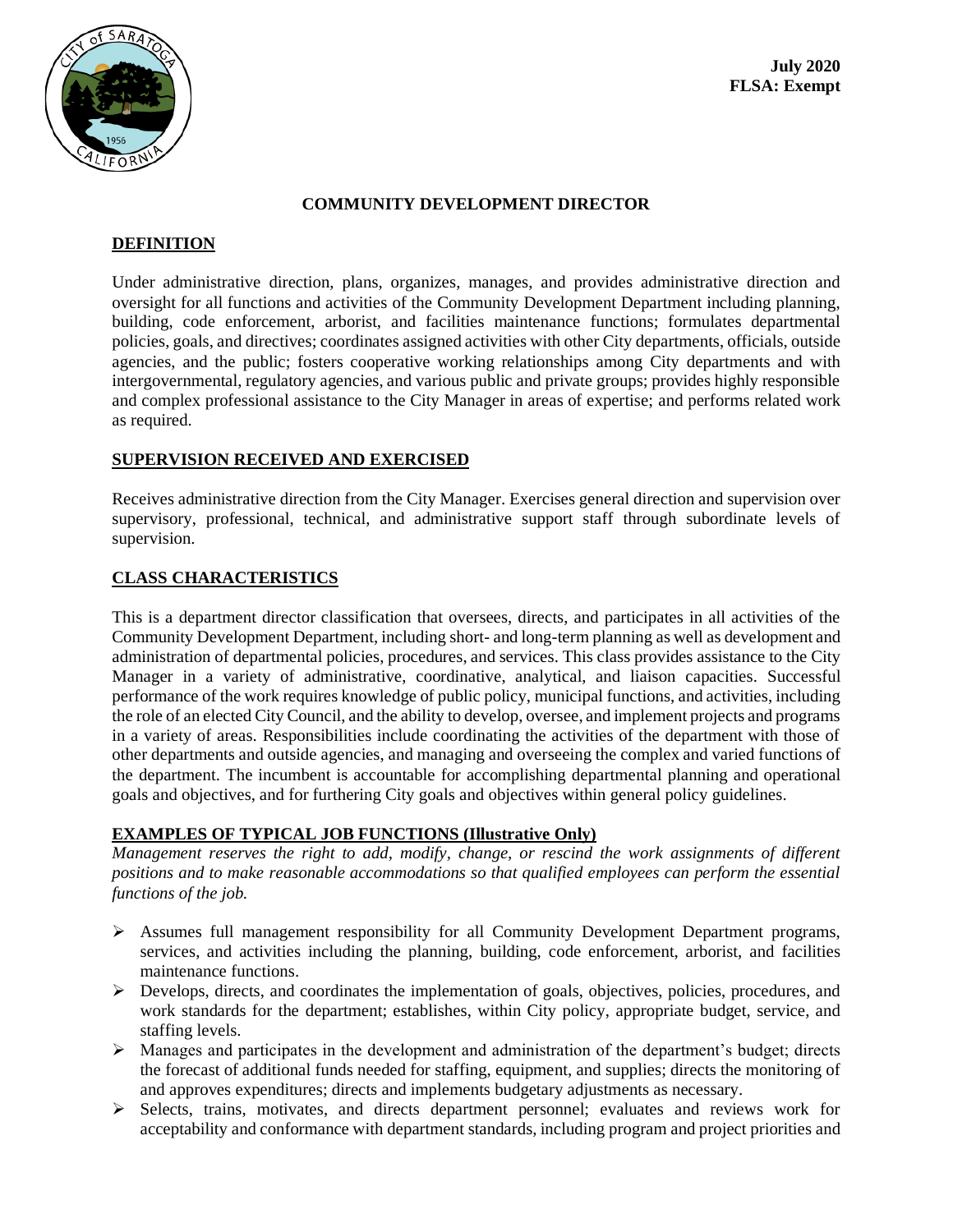**July 2020**
**FLSA: Exempt**

# COMMUNITY DEVELOPMENT DIRECTOR

## DEFINITION

Under administrative direction, plans, organizes, manages, and provides administrative direction and oversight for all functions and activities of the Community Development Department including planning, building, code enforcement, arborist, and facilities maintenance functions; formulates departmental policies, goals, and directives; coordinates assigned activities with other City departments, officials, outside agencies, and the public; fosters cooperative working relationships among City departments and with intergovernmental, regulatory agencies, and various public and private groups; provides highly responsible and complex professional assistance to the City Manager in areas of expertise; and performs related work as required.

## SUPERVISION RECEIVED AND EXERCISED

Receives administrative direction from the City Manager. Exercises general direction and supervision over supervisory, professional, technical, and administrative support staff through subordinate levels of supervision.

## CLASS CHARACTERISTICS

This is a department director classification that oversees, directs, and participates in all activities of the Community Development Department, including short- and long-term planning as well as development and administration of departmental policies, procedures, and services. This class provides assistance to the City Manager in a variety of administrative, coordinative, analytical, and liaison capacities. Successful performance of the work requires knowledge of public policy, municipal functions, and activities, including the role of an elected City Council, and the ability to develop, oversee, and implement projects and programs in a variety of areas. Responsibilities include coordinating the activities of the department with those of other departments and outside agencies, and managing and overseeing the complex and varied functions of the department. The incumbent is accountable for accomplishing departmental planning and operational goals and objectives, and for furthering City goals and objectives within general policy guidelines.

## EXAMPLES OF TYPICAL JOB FUNCTIONS (Illustrative Only)

*Management reserves the right to add, modify, change, or rescind the work assignments of different positions and to make reasonable accommodations so that qualified employees can perform the essential functions of the job.*

- Assumes full management responsibility for all Community Development Department programs, services, and activities including the planning, building, code enforcement, arborist, and facilities maintenance functions.
- Develops, directs, and coordinates the implementation of goals, objectives, policies, procedures, and work standards for the department; establishes, within City policy, appropriate budget, service, and staffing levels.
- Manages and participates in the development and administration of the department's budget; directs the forecast of additional funds needed for staffing, equipment, and supplies; directs the monitoring of and approves expenditures; directs and implements budgetary adjustments as necessary.
- Selects, trains, motivates, and directs department personnel; evaluates and reviews work for acceptability and conformance with department standards, including program and project priorities and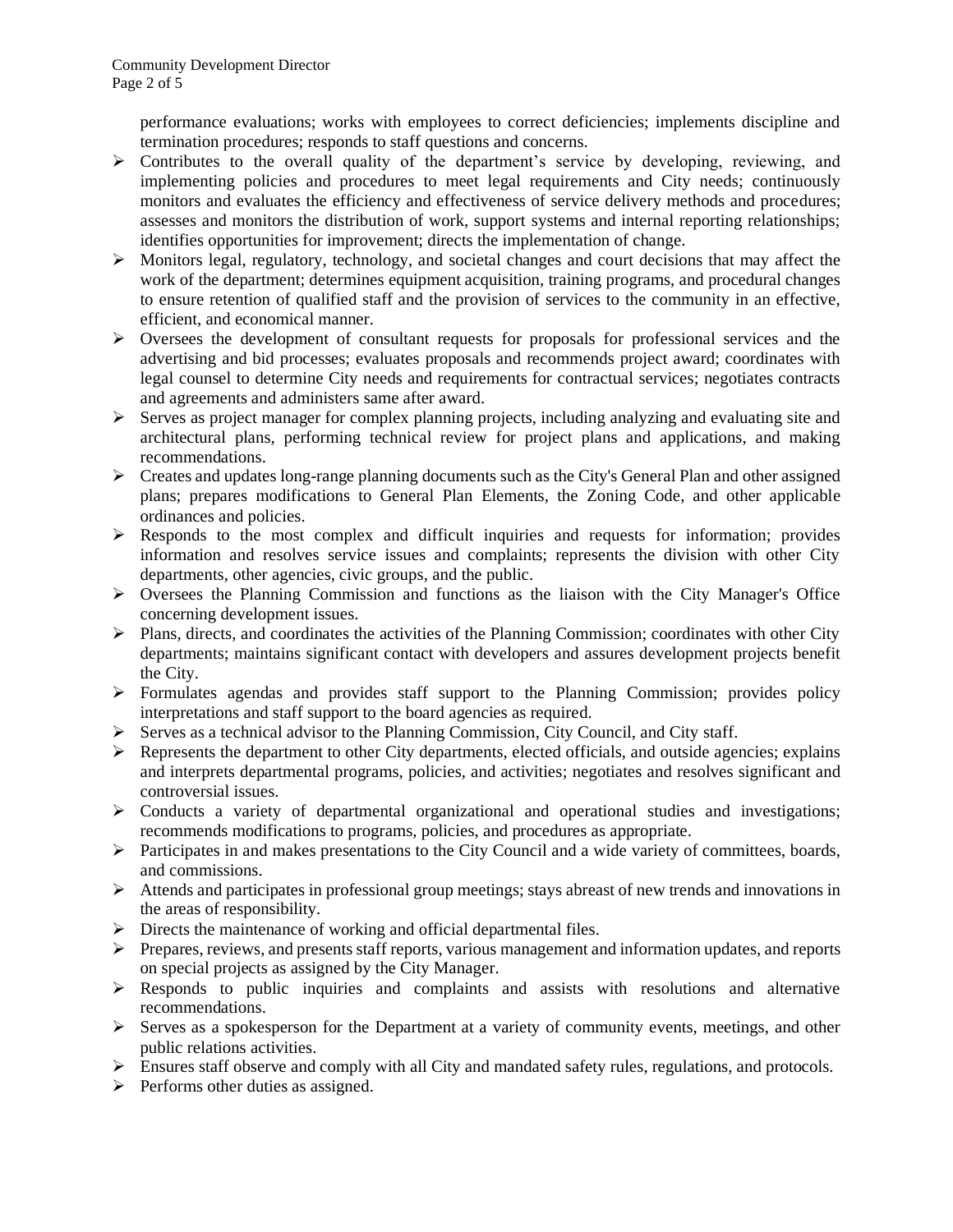performance evaluations; works with employees to correct deficiencies; implements discipline and termination procedures; responds to staff questions and concerns.

- Contributes to the overall quality of the department's service by developing, reviewing, and implementing policies and procedures to meet legal requirements and City needs; continuously monitors and evaluates the efficiency and effectiveness of service delivery methods and procedures; assesses and monitors the distribution of work, support systems and internal reporting relationships; identifies opportunities for improvement; directs the implementation of change.
- Monitors legal, regulatory, technology, and societal changes and court decisions that may affect the work of the department; determines equipment acquisition, training programs, and procedural changes to ensure retention of qualified staff and the provision of services to the community in an effective, efficient, and economical manner.
- Oversees the development of consultant requests for proposals for professional services and the advertising and bid processes; evaluates proposals and recommends project award; coordinates with legal counsel to determine City needs and requirements for contractual services; negotiates contracts and agreements and administers same after award.
- Serves as project manager for complex planning projects, including analyzing and evaluating site and architectural plans, performing technical review for project plans and applications, and making recommendations.
- Creates and updates long-range planning documents such as the City's General Plan and other assigned plans; prepares modifications to General Plan Elements, the Zoning Code, and other applicable ordinances and policies.
- Responds to the most complex and difficult inquiries and requests for information; provides information and resolves service issues and complaints; represents the division with other City departments, other agencies, civic groups, and the public.
- Oversees the Planning Commission and functions as the liaison with the City Manager's Office concerning development issues.
- Plans, directs, and coordinates the activities of the Planning Commission; coordinates with other City departments; maintains significant contact with developers and assures development projects benefit the City.
- Formulates agendas and provides staff support to the Planning Commission; provides policy interpretations and staff support to the board agencies as required.
- Serves as a technical advisor to the Planning Commission, City Council, and City staff.
- Represents the department to other City departments, elected officials, and outside agencies; explains and interprets departmental programs, policies, and activities; negotiates and resolves significant and controversial issues.
- Conducts a variety of departmental organizational and operational studies and investigations; recommends modifications to programs, policies, and procedures as appropriate.
- Participates in and makes presentations to the City Council and a wide variety of committees, boards, and commissions.
- Attends and participates in professional group meetings; stays abreast of new trends and innovations in the areas of responsibility.
- Directs the maintenance of working and official departmental files.
- Prepares, reviews, and presents staff reports, various management and information updates, and reports on special projects as assigned by the City Manager.
- Responds to public inquiries and complaints and assists with resolutions and alternative recommendations.
- Serves as a spokesperson for the Department at a variety of community events, meetings, and other public relations activities.
- Ensures staff observe and comply with all City and mandated safety rules, regulations, and protocols.
- Performs other duties as assigned.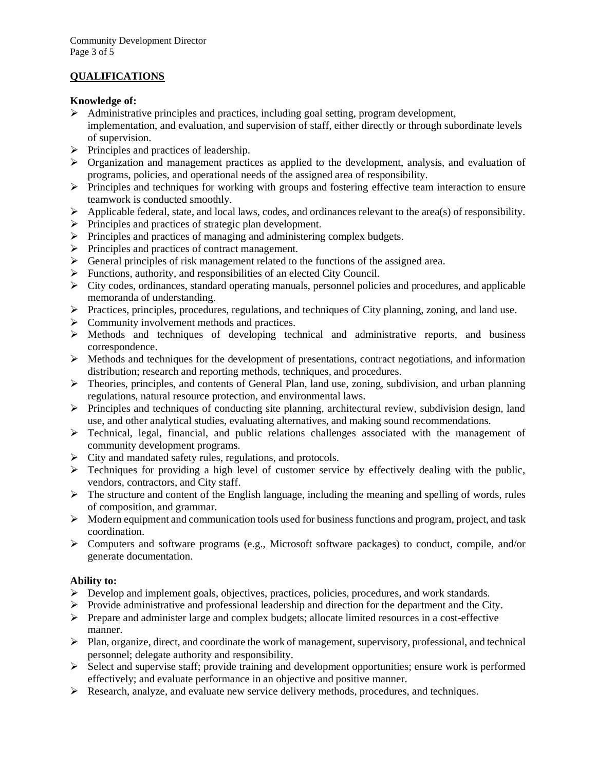## QUALIFICATIONS

**Knowledge of:**

- Administrative principles and practices, including goal setting, program development, implementation, and evaluation, and supervision of staff, either directly or through subordinate levels of supervision.
- Principles and practices of leadership.
- Organization and management practices as applied to the development, analysis, and evaluation of programs, policies, and operational needs of the assigned area of responsibility.
- Principles and techniques for working with groups and fostering effective team interaction to ensure teamwork is conducted smoothly.
- Applicable federal, state, and local laws, codes, and ordinances relevant to the area(s) of responsibility.
- Principles and practices of strategic plan development.
- Principles and practices of managing and administering complex budgets.
- Principles and practices of contract management.
- General principles of risk management related to the functions of the assigned area.
- Functions, authority, and responsibilities of an elected City Council.
- City codes, ordinances, standard operating manuals, personnel policies and procedures, and applicable memoranda of understanding.
- Practices, principles, procedures, regulations, and techniques of City planning, zoning, and land use.
- Community involvement methods and practices.
- Methods and techniques of developing technical and administrative reports, and business correspondence.
- Methods and techniques for the development of presentations, contract negotiations, and information distribution; research and reporting methods, techniques, and procedures.
- Theories, principles, and contents of General Plan, land use, zoning, subdivision, and urban planning regulations, natural resource protection, and environmental laws.
- Principles and techniques of conducting site planning, architectural review, subdivision design, land use, and other analytical studies, evaluating alternatives, and making sound recommendations.
- Technical, legal, financial, and public relations challenges associated with the management of community development programs.
- City and mandated safety rules, regulations, and protocols.
- Techniques for providing a high level of customer service by effectively dealing with the public, vendors, contractors, and City staff.
- The structure and content of the English language, including the meaning and spelling of words, rules of composition, and grammar.
- Modern equipment and communication tools used for business functions and program, project, and task coordination.
- Computers and software programs (e.g., Microsoft software packages) to conduct, compile, and/or generate documentation.

**Ability to:**

- Develop and implement goals, objectives, practices, policies, procedures, and work standards.
- Provide administrative and professional leadership and direction for the department and the City.
- Prepare and administer large and complex budgets; allocate limited resources in a cost-effective manner.
- Plan, organize, direct, and coordinate the work of management, supervisory, professional, and technical personnel; delegate authority and responsibility.
- Select and supervise staff; provide training and development opportunities; ensure work is performed effectively; and evaluate performance in an objective and positive manner.
- Research, analyze, and evaluate new service delivery methods, procedures, and techniques.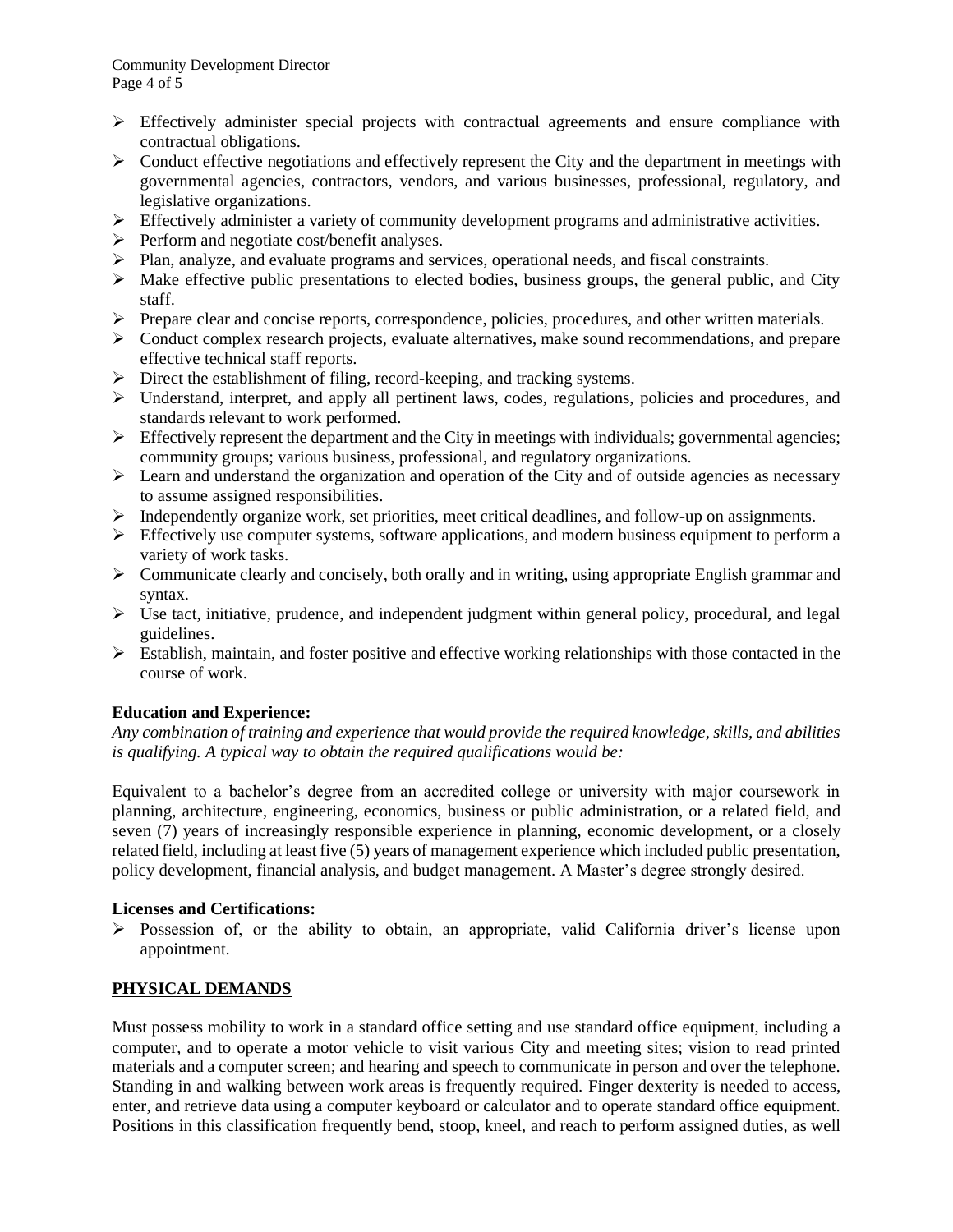- Effectively administer special projects with contractual agreements and ensure compliance with contractual obligations.
- Conduct effective negotiations and effectively represent the City and the department in meetings with governmental agencies, contractors, vendors, and various businesses, professional, regulatory, and legislative organizations.
- Effectively administer a variety of community development programs and administrative activities.
- Perform and negotiate cost/benefit analyses.
- Plan, analyze, and evaluate programs and services, operational needs, and fiscal constraints.
- Make effective public presentations to elected bodies, business groups, the general public, and City staff.
- Prepare clear and concise reports, correspondence, policies, procedures, and other written materials.
- Conduct complex research projects, evaluate alternatives, make sound recommendations, and prepare effective technical staff reports.
- Direct the establishment of filing, record-keeping, and tracking systems.
- Understand, interpret, and apply all pertinent laws, codes, regulations, policies and procedures, and standards relevant to work performed.
- Effectively represent the department and the City in meetings with individuals; governmental agencies; community groups; various business, professional, and regulatory organizations.
- Learn and understand the organization and operation of the City and of outside agencies as necessary to assume assigned responsibilities.
- Independently organize work, set priorities, meet critical deadlines, and follow-up on assignments.
- Effectively use computer systems, software applications, and modern business equipment to perform a variety of work tasks.
- Communicate clearly and concisely, both orally and in writing, using appropriate English grammar and syntax.
- Use tact, initiative, prudence, and independent judgment within general policy, procedural, and legal guidelines.
- Establish, maintain, and foster positive and effective working relationships with those contacted in the course of work.

**Education and Experience:**

*Any combination of training and experience that would provide the required knowledge, skills, and abilities is qualifying. A typical way to obtain the required qualifications would be:*

Equivalent to a bachelor's degree from an accredited college or university with major coursework in planning, architecture, engineering, economics, business or public administration, or a related field, and seven (7) years of increasingly responsible experience in planning, economic development, or a closely related field, including at least five (5) years of management experience which included public presentation, policy development, financial analysis, and budget management. A Master's degree strongly desired.

**Licenses and Certifications:**

- Possession of, or the ability to obtain, an appropriate, valid California driver's license upon appointment.

## PHYSICAL DEMANDS

Must possess mobility to work in a standard office setting and use standard office equipment, including a computer, and to operate a motor vehicle to visit various City and meeting sites; vision to read printed materials and a computer screen; and hearing and speech to communicate in person and over the telephone. Standing in and walking between work areas is frequently required. Finger dexterity is needed to access, enter, and retrieve data using a computer keyboard or calculator and to operate standard office equipment. Positions in this classification frequently bend, stoop, kneel, and reach to perform assigned duties, as well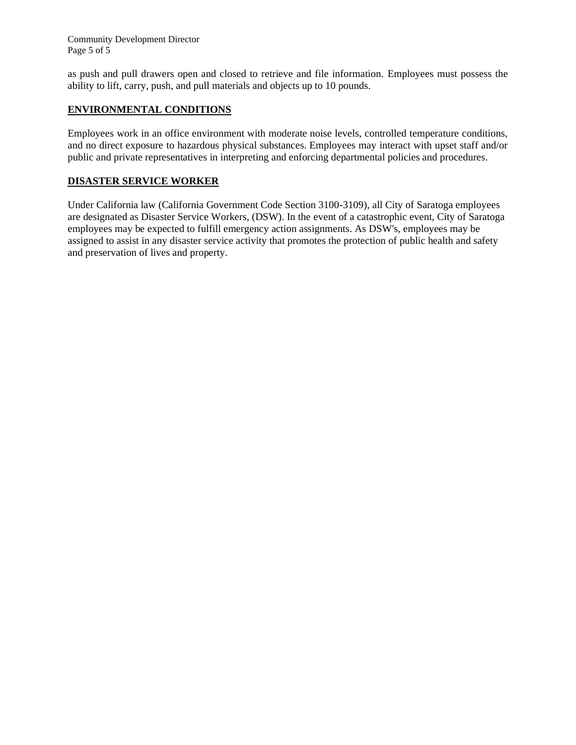as push and pull drawers open and closed to retrieve and file information. Employees must possess the ability to lift, carry, push, and pull materials and objects up to 10 pounds.

## ENVIRONMENTAL CONDITIONS

Employees work in an office environment with moderate noise levels, controlled temperature conditions, and no direct exposure to hazardous physical substances. Employees may interact with upset staff and/or public and private representatives in interpreting and enforcing departmental policies and procedures.

## DISASTER SERVICE WORKER

Under California law (California Government Code Section 3100-3109), all City of Saratoga employees are designated as Disaster Service Workers, (DSW). In the event of a catastrophic event, City of Saratoga employees may be expected to fulfill emergency action assignments. As DSW's, employees may be assigned to assist in any disaster service activity that promotes the protection of public health and safety and preservation of lives and property.